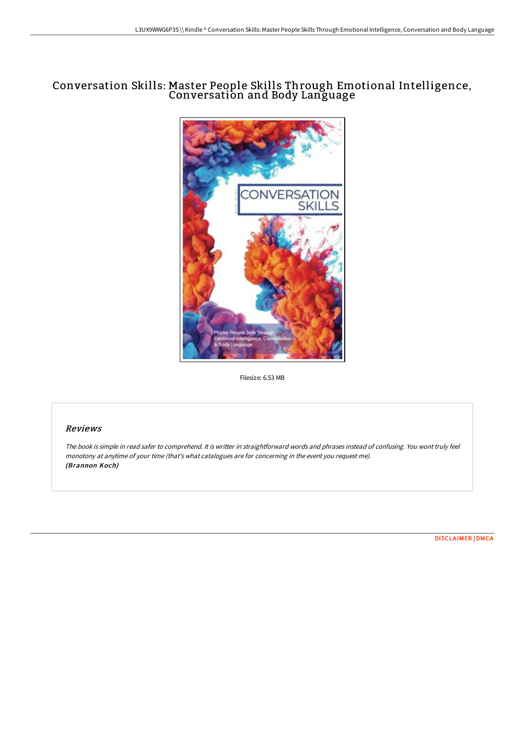# Conversation Skills: Master People Skills Through Emotional Intelligence, Conversation and Body Language

Filesize: 6.53 MB

## *Reviews*

*The book is simple in read safer to comprehend. It is writter in straightforward words and phrases instead of confusing. You wont truly feel monotony at anytime of your time (that's what catalogues are for concerning in the event you request me).*
***(Brannon Koch)***

DISCLAIMER | DMCA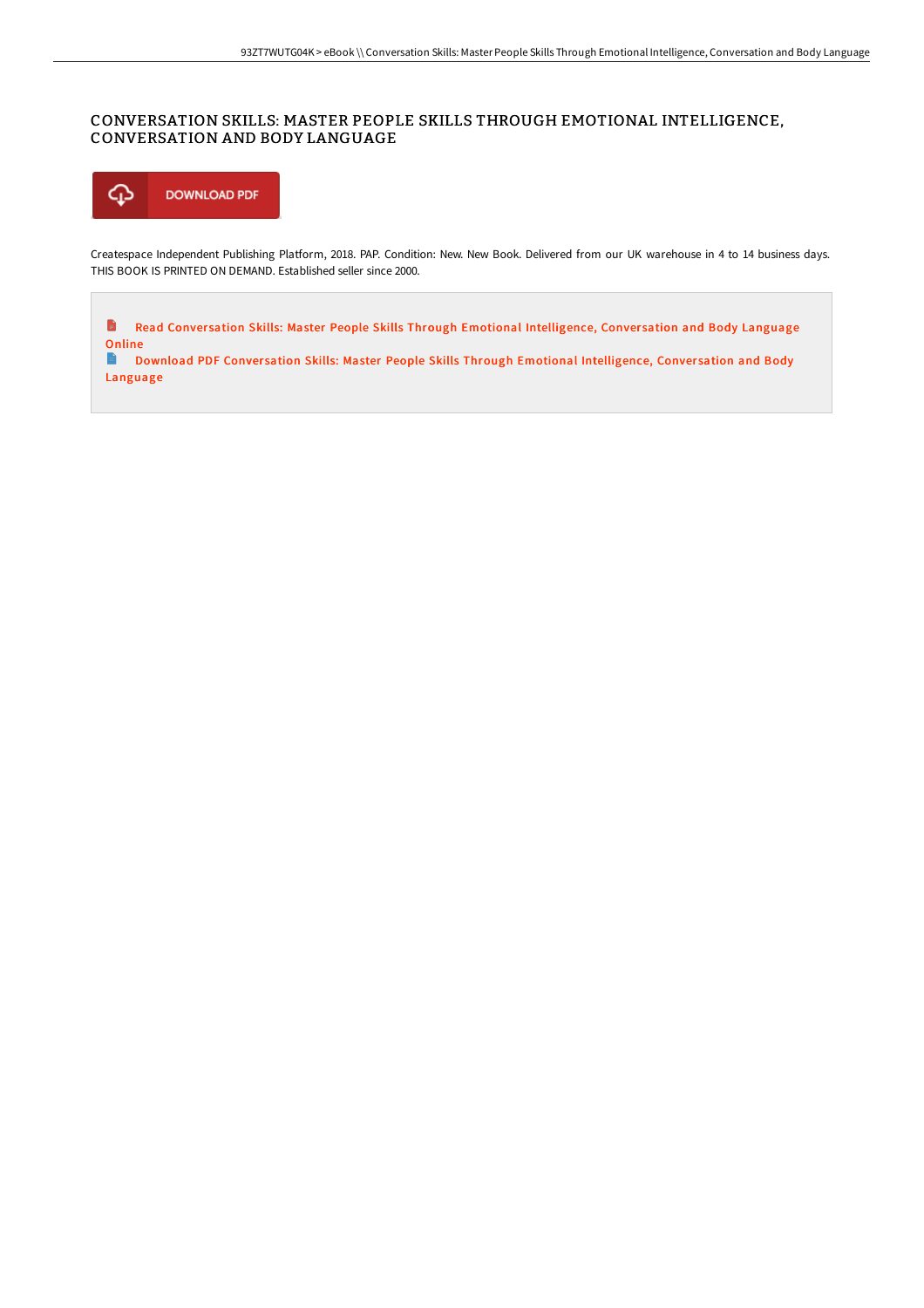# CONVERSATION SKILLS: MASTER PEOPLE SKILLS THROUGH EMOTIONAL INTELLIGENCE, CONVERSATION AND BODY LANGUAGE

DOWNLOAD PDF

Createspace Independent Publishing Platform, 2018. PAP. Condition: New. New Book. Delivered from our UK warehouse in 4 to 14 business days. THIS BOOK IS PRINTED ON DEMAND. Established seller since 2000.

Read Conversation Skills: Master People Skills Through Emotional Intelligence, Conversation and Body Language Online

Download PDF Conversation Skills: Master People Skills Through Emotional Intelligence, Conversation and Body Language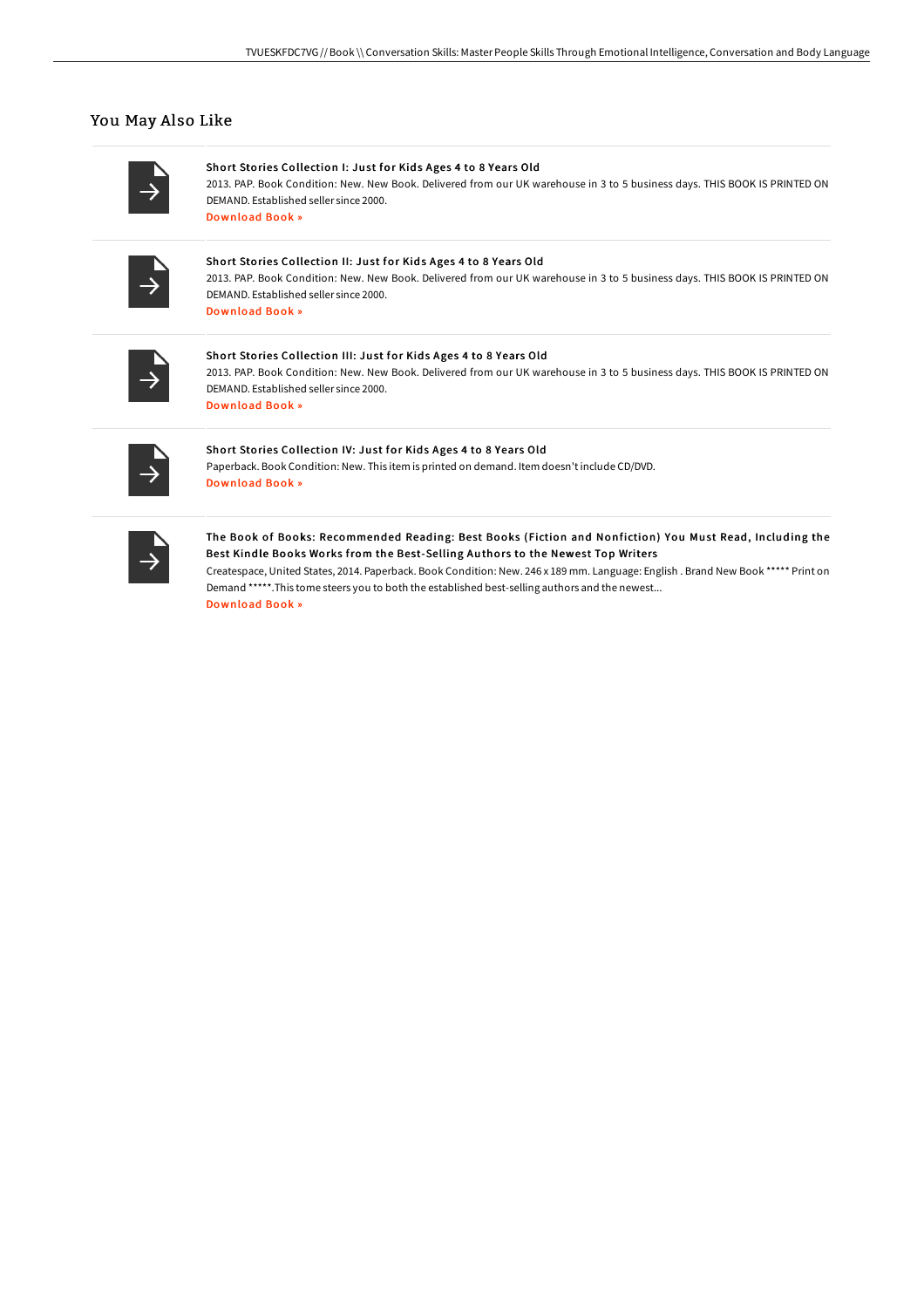## You May Also Like

**Short Stories Collection I: Just for Kids Ages 4 to 8 Years Old**

2013. PAP. Book Condition: New. New Book. Delivered from our UK warehouse in 3 to 5 business days. THIS BOOK IS PRINTED ON DEMAND. Established seller since 2000.

Download Book »

**Short Stories Collection II: Just for Kids Ages 4 to 8 Years Old**

2013. PAP. Book Condition: New. New Book. Delivered from our UK warehouse in 3 to 5 business days. THIS BOOK IS PRINTED ON DEMAND. Established seller since 2000.

Download Book »

**Short Stories Collection III: Just for Kids Ages 4 to 8 Years Old**

2013. PAP. Book Condition: New. New Book. Delivered from our UK warehouse in 3 to 5 business days. THIS BOOK IS PRINTED ON DEMAND. Established seller since 2000.

Download Book »

**Short Stories Collection IV: Just for Kids Ages 4 to 8 Years Old**

Paperback. Book Condition: New. This item is printed on demand. Item doesn't include CD/DVD.

Download Book »

**The Book of Books: Recommended Reading: Best Books (Fiction and Nonfiction) You Must Read, Including the Best Kindle Books Works from the Best-Selling Authors to the Newest Top Writers**

Createspace, United States, 2014. Paperback. Book Condition: New. 246 x 189 mm. Language: English . Brand New Book ***** Print on Demand *****.This tome steers you to both the established best-selling authors and the newest...

Download Book »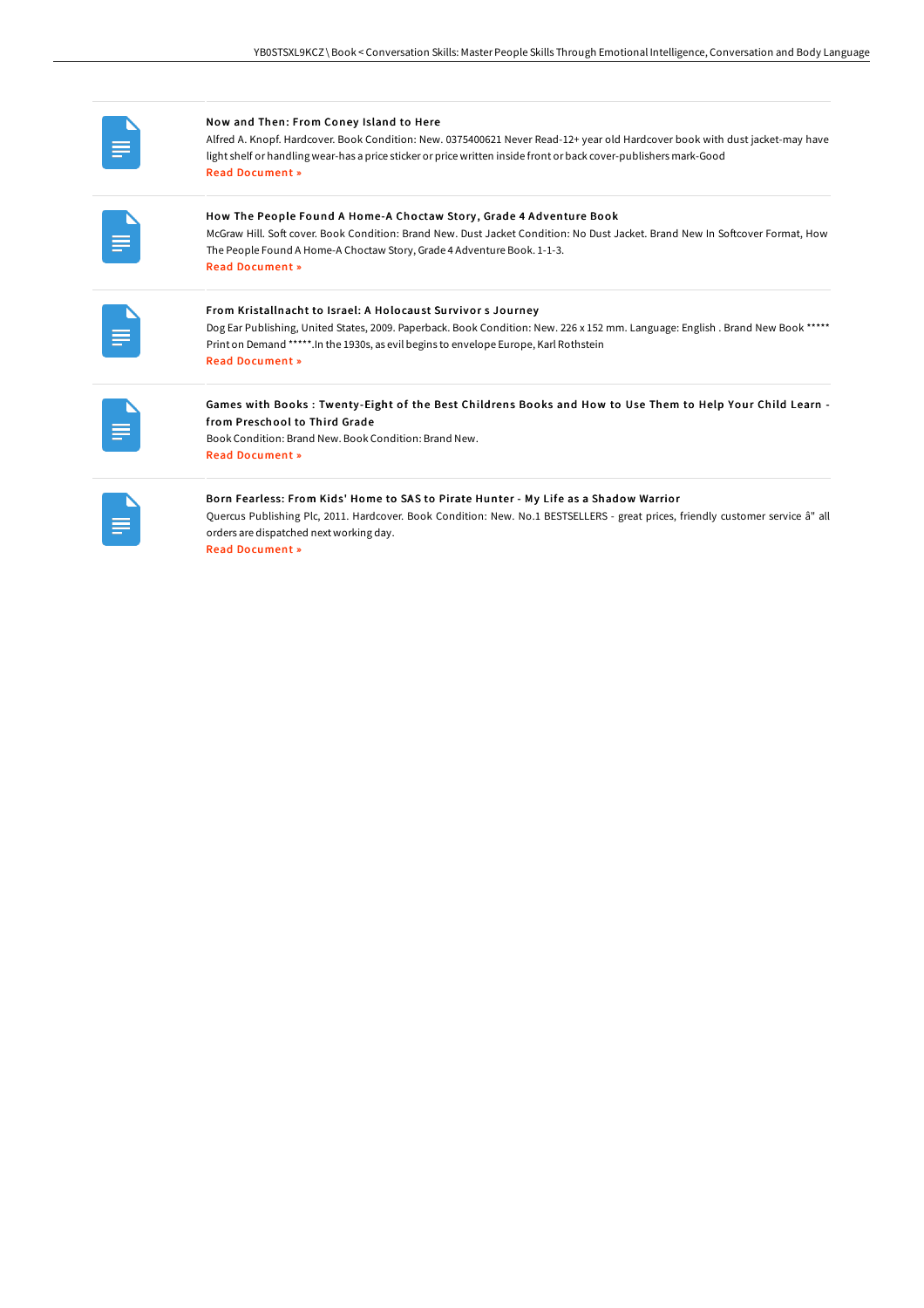### Now and Then: From Coney Island to Here

Alfred A. Knopf. Hardcover. Book Condition: New. 0375400621 Never Read-12+ year old Hardcover book with dust jacket-may have light shelf or handling wear-has a price sticker or price written inside front or back cover-publishers mark-Good

Read Document »

### How The People Found A Home-A Choctaw Story, Grade 4 Adventure Book

McGraw Hill. Soft cover. Book Condition: Brand New. Dust Jacket Condition: No Dust Jacket. Brand New In Softcover Format, How The People Found A Home-A Choctaw Story, Grade 4 Adventure Book. 1-1-3.

Read Document »

### From Kristallnacht to Israel: A Holocaust Survivor s Journey

Dog Ear Publishing, United States, 2009. Paperback. Book Condition: New. 226 x 152 mm. Language: English . Brand New Book ***** Print on Demand *****.In the 1930s, as evil begins to envelope Europe, Karl Rothstein

Read Document »

### Games with Books : Twenty-Eight of the Best Childrens Books and How to Use Them to Help Your Child Learn - from Preschool to Third Grade

Book Condition: Brand New. Book Condition: Brand New.

Read Document »

### Born Fearless: From Kids' Home to SAS to Pirate Hunter - My Life as a Shadow Warrior

Quercus Publishing Plc, 2011. Hardcover. Book Condition: New. No.1 BESTSELLERS - great prices, friendly customer service â" all orders are dispatched next working day.

Read Document »